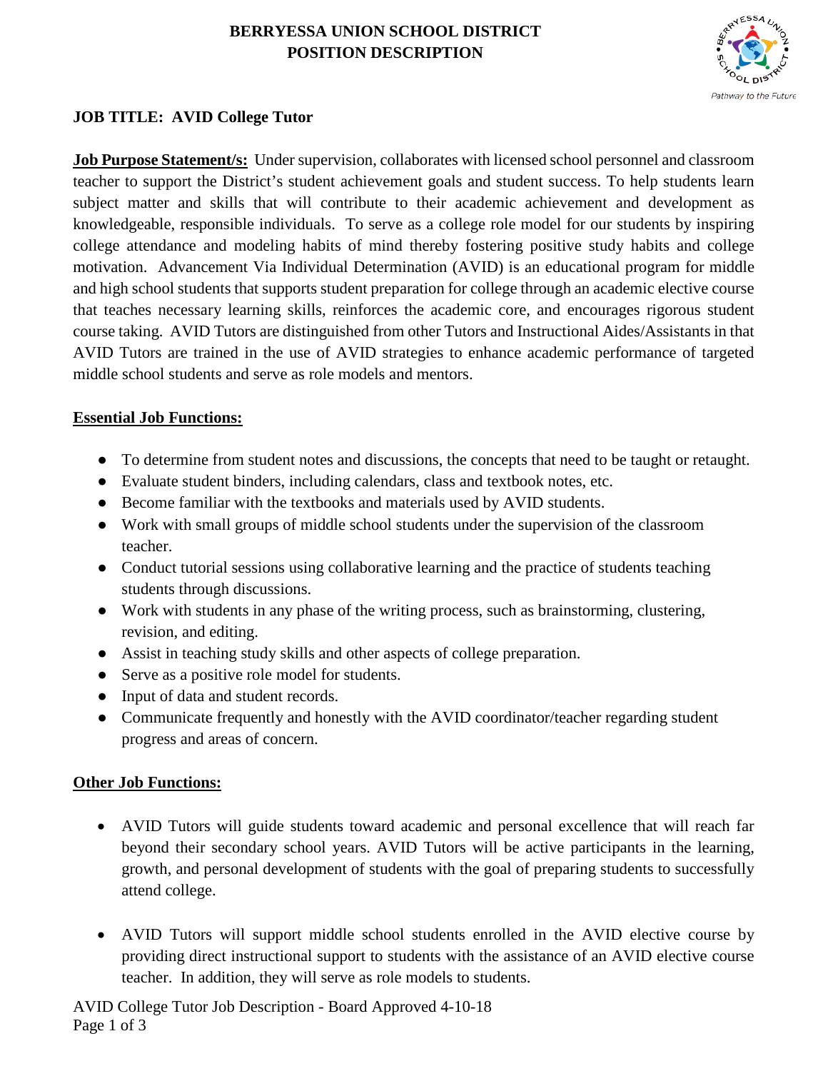# BERRYESSA UNION SCHOOL DISTRICT
# POSITION DESCRIPTION

## JOB TITLE: AVID College Tutor

**Job Purpose Statement/s:** Under supervision, collaborates with licensed school personnel and classroom teacher to support the District's student achievement goals and student success. To help students learn subject matter and skills that will contribute to their academic achievement and development as knowledgeable, responsible individuals. To serve as a college role model for our students by inspiring college attendance and modeling habits of mind thereby fostering positive study habits and college motivation. Advancement Via Individual Determination (AVID) is an educational program for middle and high school students that supports student preparation for college through an academic elective course that teaches necessary learning skills, reinforces the academic core, and encourages rigorous student course taking. AVID Tutors are distinguished from other Tutors and Instructional Aides/Assistants in that AVID Tutors are trained in the use of AVID strategies to enhance academic performance of targeted middle school students and serve as role models and mentors.

**Essential Job Functions:**

- To determine from student notes and discussions, the concepts that need to be taught or retaught.
- Evaluate student binders, including calendars, class and textbook notes, etc.
- Become familiar with the textbooks and materials used by AVID students.
- Work with small groups of middle school students under the supervision of the classroom teacher.
- Conduct tutorial sessions using collaborative learning and the practice of students teaching students through discussions.
- Work with students in any phase of the writing process, such as brainstorming, clustering, revision, and editing.
- Assist in teaching study skills and other aspects of college preparation.
- Serve as a positive role model for students.
- Input of data and student records.
- Communicate frequently and honestly with the AVID coordinator/teacher regarding student progress and areas of concern.

**Other Job Functions:**

- AVID Tutors will guide students toward academic and personal excellence that will reach far beyond their secondary school years. AVID Tutors will be active participants in the learning, growth, and personal development of students with the goal of preparing students to successfully attend college.

- AVID Tutors will support middle school students enrolled in the AVID elective course by providing direct instructional support to students with the assistance of an AVID elective course teacher. In addition, they will serve as role models to students.

AVID College Tutor Job Description - Board Approved 4-10-18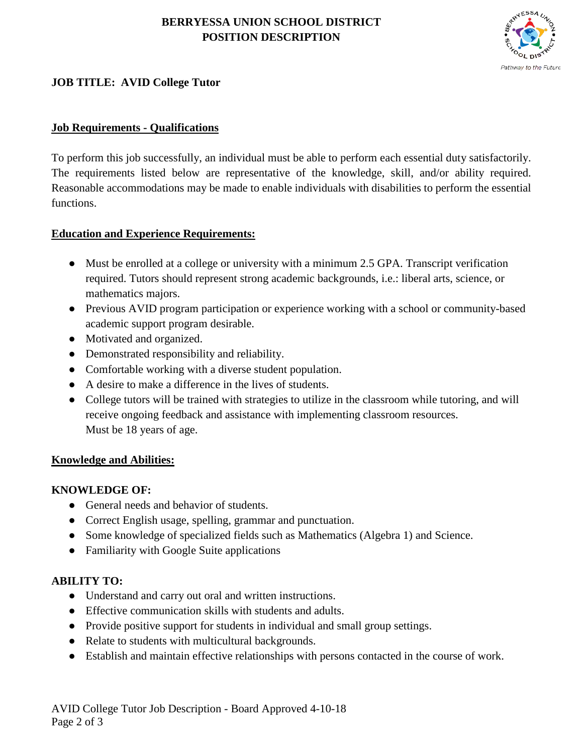**BERRYESSA UNION SCHOOL DISTRICT**
**POSITION DESCRIPTION**

**JOB TITLE: AVID College Tutor**

## Job Requirements - Qualifications

To perform this job successfully, an individual must be able to perform each essential duty satisfactorily. The requirements listed below are representative of the knowledge, skill, and/or ability required. Reasonable accommodations may be made to enable individuals with disabilities to perform the essential functions.

### Education and Experience Requirements:

- Must be enrolled at a college or university with a minimum 2.5 GPA. Transcript verification required. Tutors should represent strong academic backgrounds, i.e.: liberal arts, science, or mathematics majors.
- Previous AVID program participation or experience working with a school or community-based academic support program desirable.
- Motivated and organized.
- Demonstrated responsibility and reliability.
- Comfortable working with a diverse student population.
- A desire to make a difference in the lives of students.
- College tutors will be trained with strategies to utilize in the classroom while tutoring, and will receive ongoing feedback and assistance with implementing classroom resources.
  Must be 18 years of age.

### Knowledge and Abilities:

**KNOWLEDGE OF:**

- General needs and behavior of students.
- Correct English usage, spelling, grammar and punctuation.
- Some knowledge of specialized fields such as Mathematics (Algebra 1) and Science.
- Familiarity with Google Suite applications

**ABILITY TO:**

- Understand and carry out oral and written instructions.
- Effective communication skills with students and adults.
- Provide positive support for students in individual and small group settings.
- Relate to students with multicultural backgrounds.
- Establish and maintain effective relationships with persons contacted in the course of work.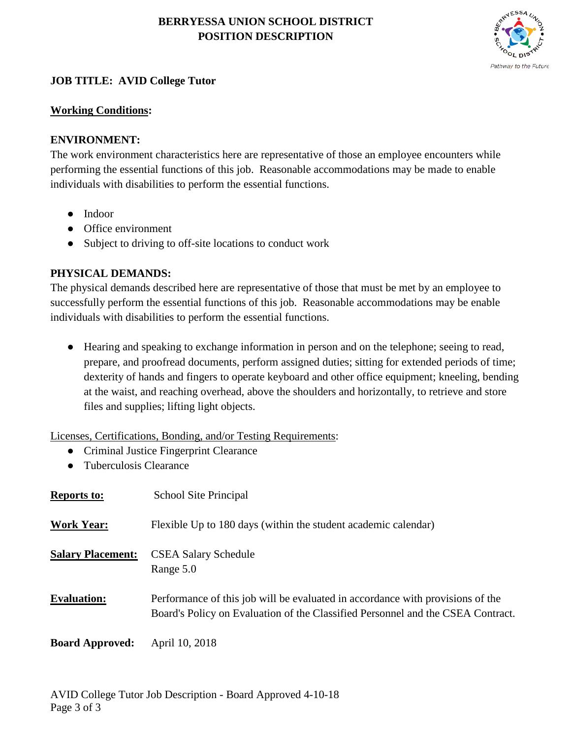# BERRYESSA UNION SCHOOL DISTRICT
# POSITION DESCRIPTION

## JOB TITLE: AVID College Tutor

**Working Conditions:**

**ENVIRONMENT:**

The work environment characteristics here are representative of those an employee encounters while performing the essential functions of this job. Reasonable accommodations may be made to enable individuals with disabilities to perform the essential functions.

- Indoor
- Office environment
- Subject to driving to off-site locations to conduct work

**PHYSICAL DEMANDS:**

The physical demands described here are representative of those that must be met by an employee to successfully perform the essential functions of this job. Reasonable accommodations may be enable individuals with disabilities to perform the essential functions.

- Hearing and speaking to exchange information in person and on the telephone; seeing to read, prepare, and proofread documents, perform assigned duties; sitting for extended periods of time; dexterity of hands and fingers to operate keyboard and other office equipment; kneeling, bending at the waist, and reaching overhead, above the shoulders and horizontally, to retrieve and store files and supplies; lifting light objects.

Licenses, Certifications, Bonding, and/or Testing Requirements:

- Criminal Justice Fingerprint Clearance
- Tuberculosis Clearance

**Reports to:** School Site Principal

**Work Year:** Flexible Up to 180 days (within the student academic calendar)

**Salary Placement:** CSEA Salary Schedule
Range 5.0

**Evaluation:** Performance of this job will be evaluated in accordance with provisions of the Board's Policy on Evaluation of the Classified Personnel and the CSEA Contract.

**Board Approved:** April 10, 2018